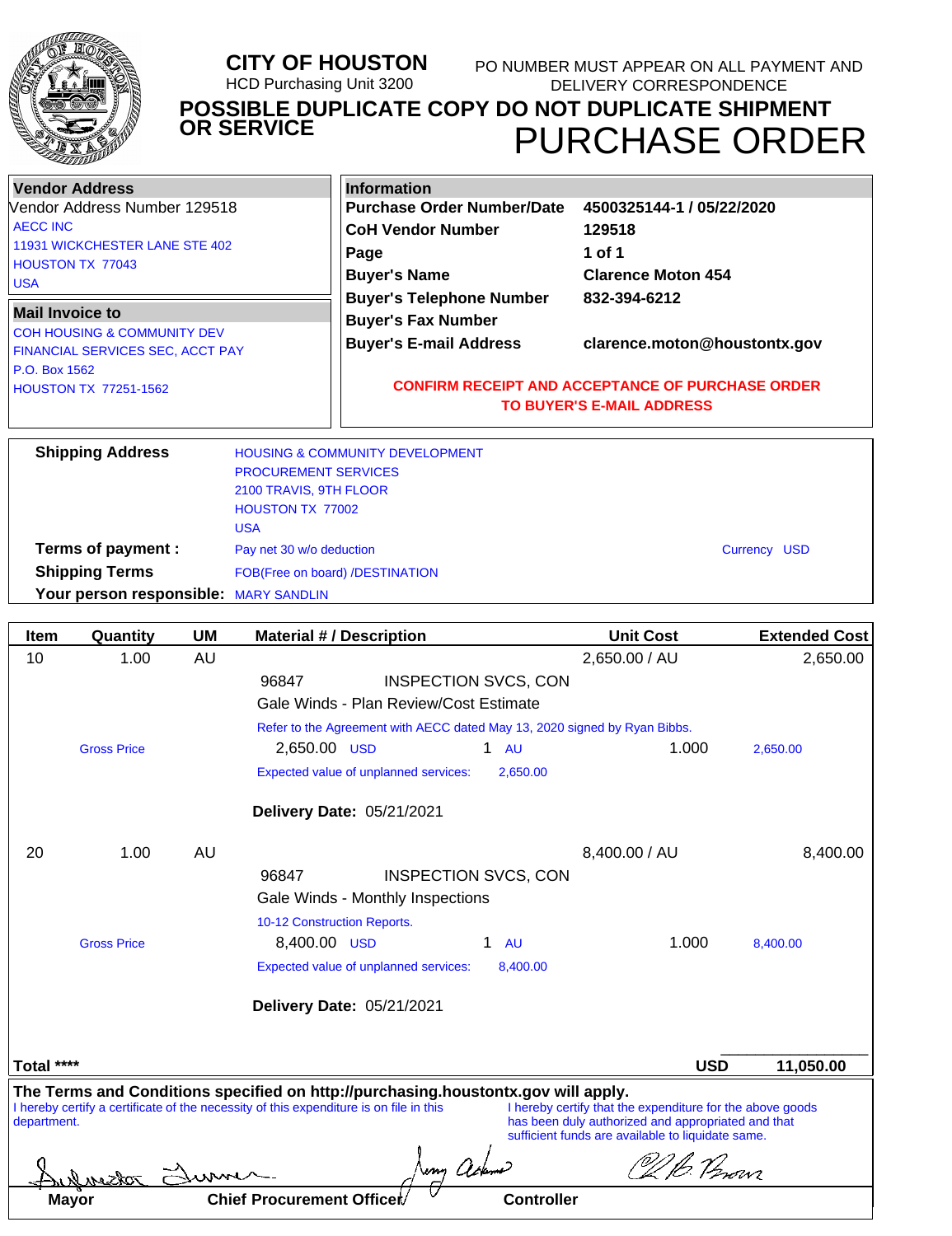# CITY OF HOUSTON

HCD Purchasing Unit 3200

PO NUMBER MUST APPEAR ON ALL PAYMENT AND DELIVERY CORRESPONDENCE

**POSSIBLE DUPLICATE COPY DO NOT DUPLICATE SHIPMENT OR SERVICE**

# PURCHASE ORDER

**Vendor Address**

Vendor Address Number 129518

AECC INC
11931 WICKCHESTER LANE STE 402
HOUSTON TX 77043
USA

**Mail Invoice to**

COH HOUSING & COMMUNITY DEV
FINANCIAL SERVICES SEC, ACCT PAY
P.O. Box 1562
HOUSTON TX 77251-1562

**Information**

| | |
|---|---|
| **Purchase Order Number/Date** | **4500325144-1 / 05/22/2020** |
| **CoH Vendor Number** | **129518** |
| **Page** | **1 of 1** |
| **Buyer's Name** | **Clarence Moton 454** |
| **Buyer's Telephone Number** | **832-394-6212** |
| **Buyer's Fax Number** | |
| **Buyer's E-mail Address** | **clarence.moton@houstontx.gov** |

**CONFIRM RECEIPT AND ACCEPTANCE OF PURCHASE ORDER TO BUYER'S E-MAIL ADDRESS**

**Shipping Address**: HOUSING & COMMUNITY DEVELOPMENT, PROCUREMENT SERVICES, 2100 TRAVIS, 9TH FLOOR, HOUSTON TX 77002, USA

**Terms of payment :** Pay net 30 w/o deduction — Currency USD

**Shipping Terms**: FOB(Free on board) /DESTINATION

**Your person responsible:** MARY SANDLIN

| Item | Quantity | UM | Material # / Description | Unit Cost | Extended Cost |
|---|---|---|---|---|---|
| 10 | 1.00 | AU | | 2,650.00 / AU | 2,650.00 |
| | | | 96847 INSPECTION SVCS, CON | | |
| | | | Gale Winds - Plan Review/Cost Estimate | | |
| | | | Refer to the Agreement with AECC dated May 13, 2020 signed by Ryan Bibbs. | | |
| | Gross Price | | 2,650.00 USD 1 AU | 1.000 | 2,650.00 |
| | | | Expected value of unplanned services: 2,650.00 | | |
| | | | **Delivery Date:** 05/21/2021 | | |
| 20 | 1.00 | AU | | 8,400.00 / AU | 8,400.00 |
| | | | 96847 INSPECTION SVCS, CON | | |
| | | | Gale Winds - Monthly Inspections | | |
| | | | 10-12 Construction Reports. | | |
| | Gross Price | | 8,400.00 USD 1 AU | 1.000 | 8,400.00 |
| | | | Expected value of unplanned services: 8,400.00 | | |
| | | | **Delivery Date:** 05/21/2021 | | |
| **Total ****** | | | | **USD** | **11,050.00** |

**The Terms and Conditions specified on http://purchasing.houstontx.gov will apply.**

I hereby certify a certificate of the necessity of this expenditure is on file in this department.

I hereby certify that the expenditure for the above goods has been duly authorized and appropriated and that sufficient funds are available to liquidate same.

| **Mayor** | **Chief Procurement Officer** | **Controller** |
|---|---|---|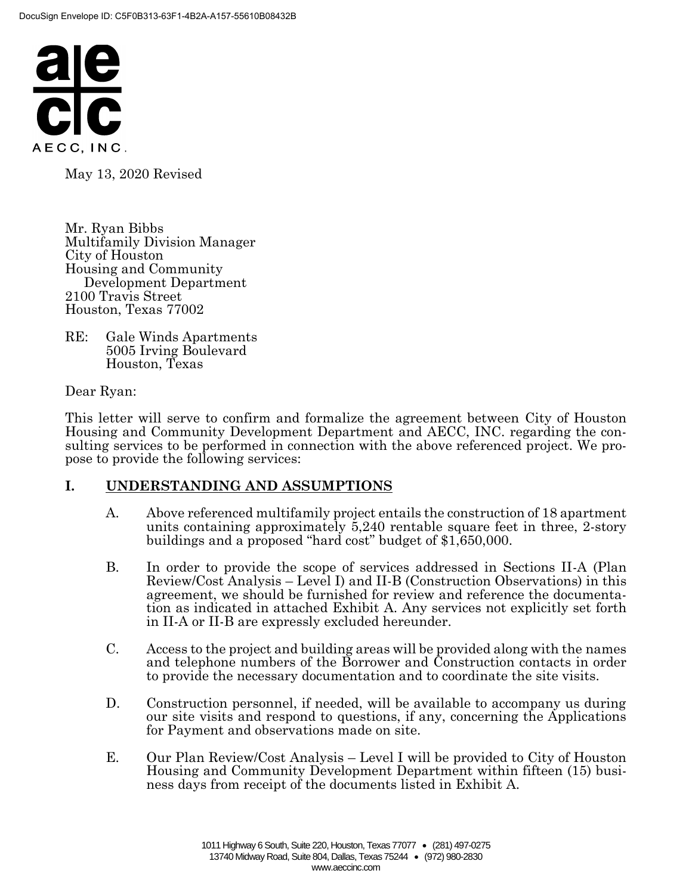May 13, 2020 Revised

Mr. Ryan Bibbs
Multifamily Division Manager
City of Houston
Housing and Community
Development Department
2100 Travis Street
Houston, Texas 77002

RE: Gale Winds Apartments
5005 Irving Boulevard
Houston, Texas

Dear Ryan:

This letter will serve to confirm and formalize the agreement between City of Houston Housing and Community Development Department and AECC, INC. regarding the consulting services to be performed in connection with the above referenced project. We propose to provide the following services:

## I. UNDERSTANDING AND ASSUMPTIONS

A. Above referenced multifamily project entails the construction of 18 apartment units containing approximately 5,240 rentable square feet in three, 2-story buildings and a proposed "hard cost" budget of $1,650,000.

B. In order to provide the scope of services addressed in Sections II-A (Plan Review/Cost Analysis – Level I) and II-B (Construction Observations) in this agreement, we should be furnished for review and reference the documentation as indicated in attached Exhibit A. Any services not explicitly set forth in II-A or II-B are expressly excluded hereunder.

C. Access to the project and building areas will be provided along with the names and telephone numbers of the Borrower and Construction contacts in order to provide the necessary documentation and to coordinate the site visits.

D. Construction personnel, if needed, will be available to accompany us during our site visits and respond to questions, if any, concerning the Applications for Payment and observations made on site.

E. Our Plan Review/Cost Analysis – Level I will be provided to City of Houston Housing and Community Development Department within fifteen (15) business days from receipt of the documents listed in Exhibit A.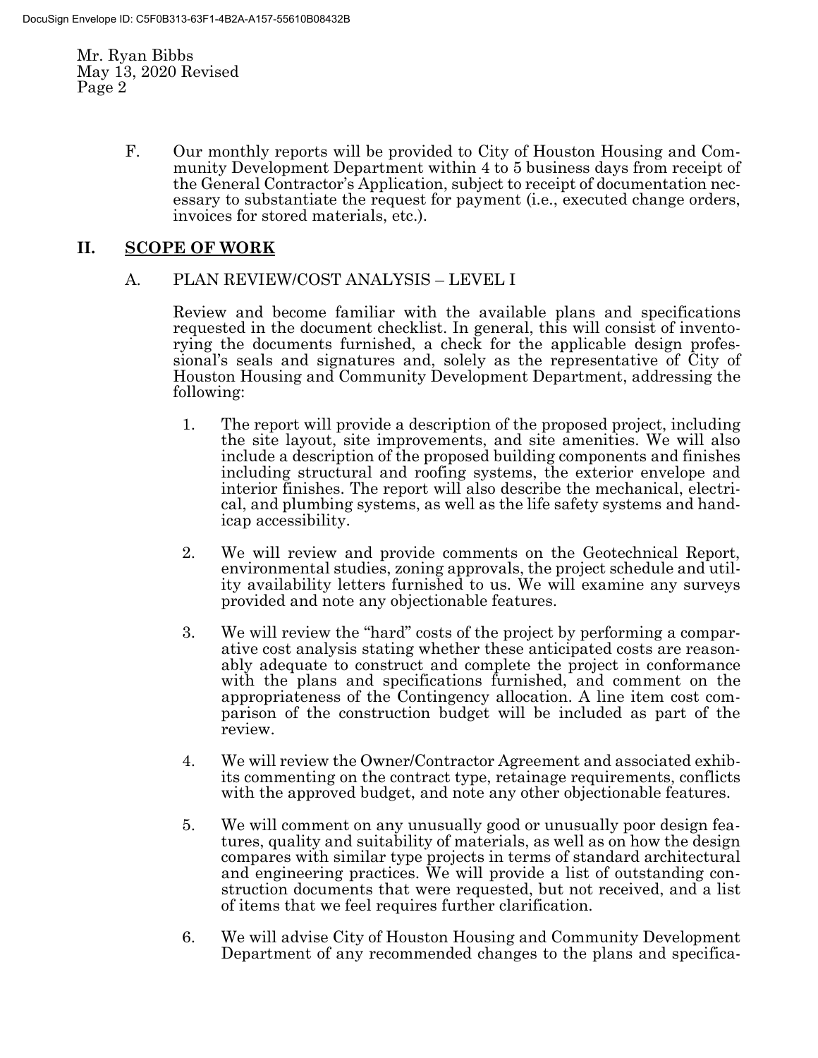F. Our monthly reports will be provided to City of Houston Housing and Community Development Department within 4 to 5 business days from receipt of the General Contractor's Application, subject to receipt of documentation necessary to substantiate the request for payment (i.e., executed change orders, invoices for stored materials, etc.).

## II. SCOPE OF WORK

### A. PLAN REVIEW/COST ANALYSIS – LEVEL I

Review and become familiar with the available plans and specifications requested in the document checklist. In general, this will consist of inventorying the documents furnished, a check for the applicable design professional's seals and signatures and, solely as the representative of City of Houston Housing and Community Development Department, addressing the following:

1. The report will provide a description of the proposed project, including the site layout, site improvements, and site amenities. We will also include a description of the proposed building components and finishes including structural and roofing systems, the exterior envelope and interior finishes. The report will also describe the mechanical, electrical, and plumbing systems, as well as the life safety systems and handicap accessibility.

2. We will review and provide comments on the Geotechnical Report, environmental studies, zoning approvals, the project schedule and utility availability letters furnished to us. We will examine any surveys provided and note any objectionable features.

3. We will review the "hard" costs of the project by performing a comparative cost analysis stating whether these anticipated costs are reasonably adequate to construct and complete the project in conformance with the plans and specifications furnished, and comment on the appropriateness of the Contingency allocation. A line item cost comparison of the construction budget will be included as part of the review.

4. We will review the Owner/Contractor Agreement and associated exhibits commenting on the contract type, retainage requirements, conflicts with the approved budget, and note any other objectionable features.

5. We will comment on any unusually good or unusually poor design features, quality and suitability of materials, as well as on how the design compares with similar type projects in terms of standard architectural and engineering practices. We will provide a list of outstanding construction documents that were requested, but not received, and a list of items that we feel requires further clarification.

6. We will advise City of Houston Housing and Community Development Department of any recommended changes to the plans and specifica-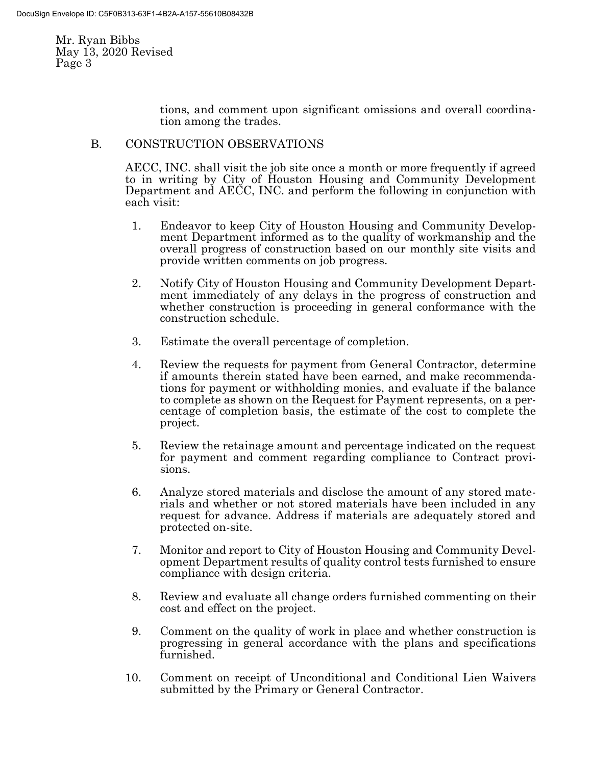tions, and comment upon significant omissions and overall coordination among the trades.

B. CONSTRUCTION OBSERVATIONS

AECC, INC. shall visit the job site once a month or more frequently if agreed to in writing by City of Houston Housing and Community Development Department and AECC, INC. and perform the following in conjunction with each visit:

1. Endeavor to keep City of Houston Housing and Community Development Department informed as to the quality of workmanship and the overall progress of construction based on our monthly site visits and provide written comments on job progress.

2. Notify City of Houston Housing and Community Development Department immediately of any delays in the progress of construction and whether construction is proceeding in general conformance with the construction schedule.

3. Estimate the overall percentage of completion.

4. Review the requests for payment from General Contractor, determine if amounts therein stated have been earned, and make recommendations for payment or withholding monies, and evaluate if the balance to complete as shown on the Request for Payment represents, on a percentage of completion basis, the estimate of the cost to complete the project.

5. Review the retainage amount and percentage indicated on the request for payment and comment regarding compliance to Contract provisions.

6. Analyze stored materials and disclose the amount of any stored materials and whether or not stored materials have been included in any request for advance. Address if materials are adequately stored and protected on-site.

7. Monitor and report to City of Houston Housing and Community Development Department results of quality control tests furnished to ensure compliance with design criteria.

8. Review and evaluate all change orders furnished commenting on their cost and effect on the project.

9. Comment on the quality of work in place and whether construction is progressing in general accordance with the plans and specifications furnished.

10. Comment on receipt of Unconditional and Conditional Lien Waivers submitted by the Primary or General Contractor.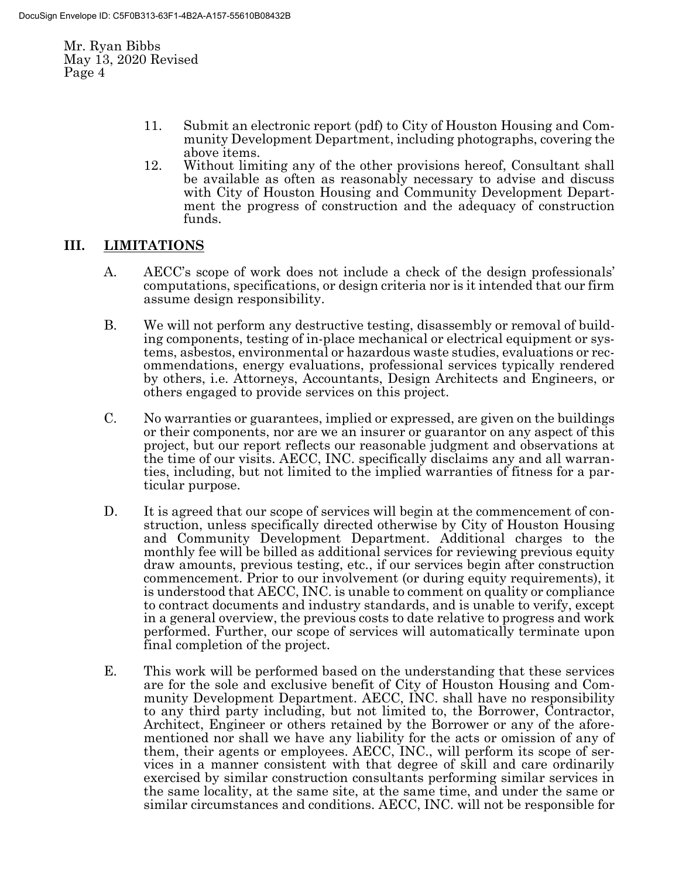11. Submit an electronic report (pdf) to City of Houston Housing and Community Development Department, including photographs, covering the above items.
12. Without limiting any of the other provisions hereof, Consultant shall be available as often as reasonably necessary to advise and discuss with City of Houston Housing and Community Development Department the progress of construction and the adequacy of construction funds.

## III. LIMITATIONS

A. AECC's scope of work does not include a check of the design professionals' computations, specifications, or design criteria nor is it intended that our firm assume design responsibility.

B. We will not perform any destructive testing, disassembly or removal of building components, testing of in-place mechanical or electrical equipment or systems, asbestos, environmental or hazardous waste studies, evaluations or recommendations, energy evaluations, professional services typically rendered by others, i.e. Attorneys, Accountants, Design Architects and Engineers, or others engaged to provide services on this project.

C. No warranties or guarantees, implied or expressed, are given on the buildings or their components, nor are we an insurer or guarantor on any aspect of this project, but our report reflects our reasonable judgment and observations at the time of our visits. AECC, INC. specifically disclaims any and all warranties, including, but not limited to the implied warranties of fitness for a particular purpose.

D. It is agreed that our scope of services will begin at the commencement of construction, unless specifically directed otherwise by City of Houston Housing and Community Development Department. Additional charges to the monthly fee will be billed as additional services for reviewing previous equity draw amounts, previous testing, etc., if our services begin after construction commencement. Prior to our involvement (or during equity requirements), it is understood that AECC, INC. is unable to comment on quality or compliance to contract documents and industry standards, and is unable to verify, except in a general overview, the previous costs to date relative to progress and work performed. Further, our scope of services will automatically terminate upon final completion of the project.

E. This work will be performed based on the understanding that these services are for the sole and exclusive benefit of City of Houston Housing and Community Development Department. AECC, INC. shall have no responsibility to any third party including, but not limited to, the Borrower, Contractor, Architect, Engineer or others retained by the Borrower or any of the aforementioned nor shall we have any liability for the acts or omission of any of them, their agents or employees. AECC, INC., will perform its scope of services in a manner consistent with that degree of skill and care ordinarily exercised by similar construction consultants performing similar services in the same locality, at the same site, at the same time, and under the same or similar circumstances and conditions. AECC, INC. will not be responsible for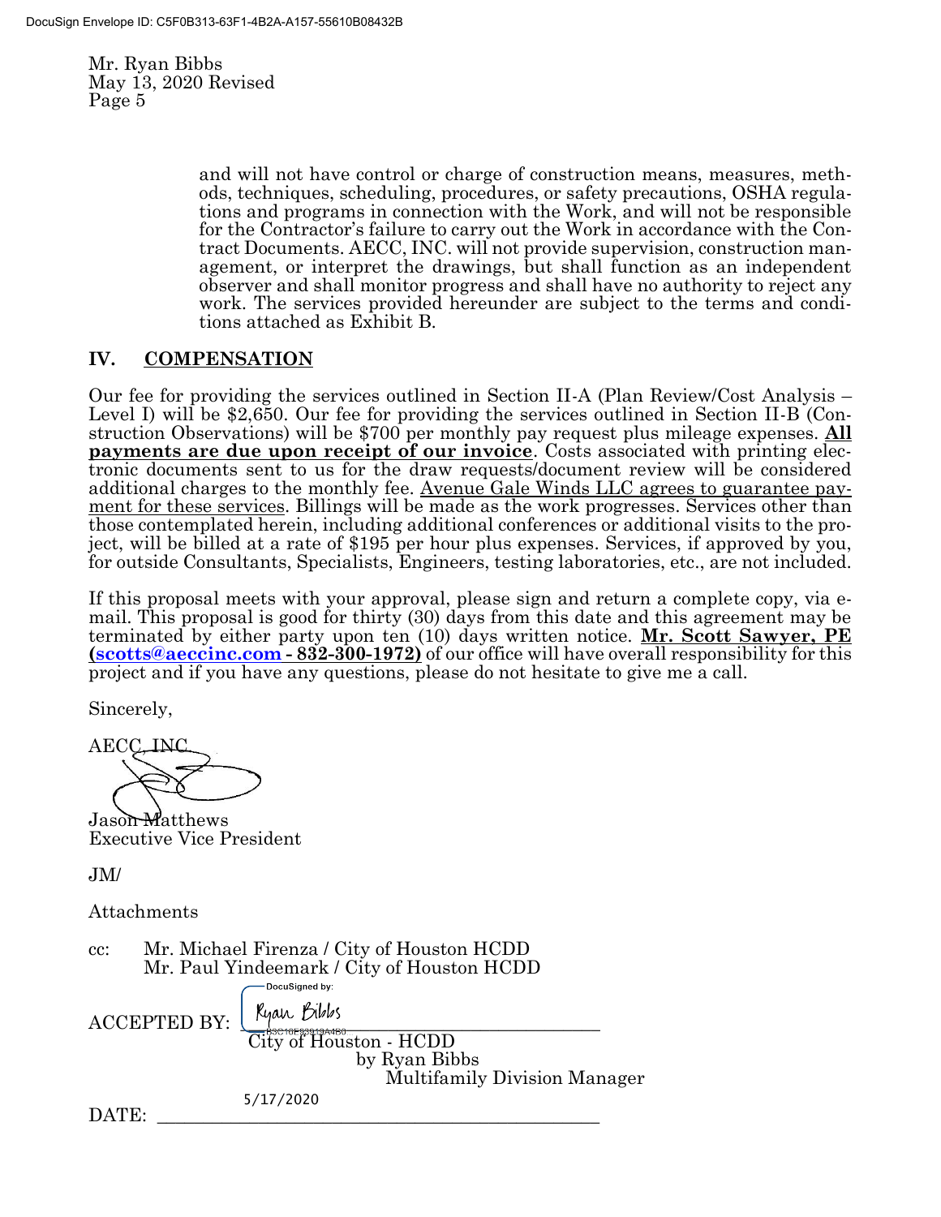Mr. Ryan Bibbs
May 13, 2020 Revised
Page 5

and will not have control or charge of construction means, measures, methods, techniques, scheduling, procedures, or safety precautions, OSHA regulations and programs in connection with the Work, and will not be responsible for the Contractor's failure to carry out the Work in accordance with the Contract Documents. AECC, INC. will not provide supervision, construction management, or interpret the drawings, but shall function as an independent observer and shall monitor progress and shall have no authority to reject any work. The services provided hereunder are subject to the terms and conditions attached as Exhibit B.

## IV. COMPENSATION

Our fee for providing the services outlined in Section II-A (Plan Review/Cost Analysis – Level I) will be $2,650. Our fee for providing the services outlined in Section II-B (Construction Observations) will be $700 per monthly pay request plus mileage expenses. **All payments are due upon receipt of our invoice**. Costs associated with printing electronic documents sent to us for the draw requests/document review will be considered additional charges to the monthly fee. Avenue Gale Winds LLC agrees to guarantee payment for these services. Billings will be made as the work progresses. Services other than those contemplated herein, including additional conferences or additional visits to the project, will be billed at a rate of $195 per hour plus expenses. Services, if approved by you, for outside Consultants, Specialists, Engineers, testing laboratories, etc., are not included.

If this proposal meets with your approval, please sign and return a complete copy, via e-mail. This proposal is good for thirty (30) days from this date and this agreement may be terminated by either party upon ten (10) days written notice. **Mr. Scott Sawyer, PE (scotts@aeccinc.com - 832-300-1972)** of our office will have overall responsibility for this project and if you have any questions, please do not hesitate to give me a call.

Sincerely,

AECC, INC.

Jason Matthews
Executive Vice President

JM/

Attachments

cc: Mr. Michael Firenza / City of Houston HCDD
Mr. Paul Yindeemark / City of Houston HCDD

ACCEPTED BY: Ryan Bibbs
City of Houston - HCDD
by Ryan Bibbs
Multifamily Division Manager

DATE: 5/17/2020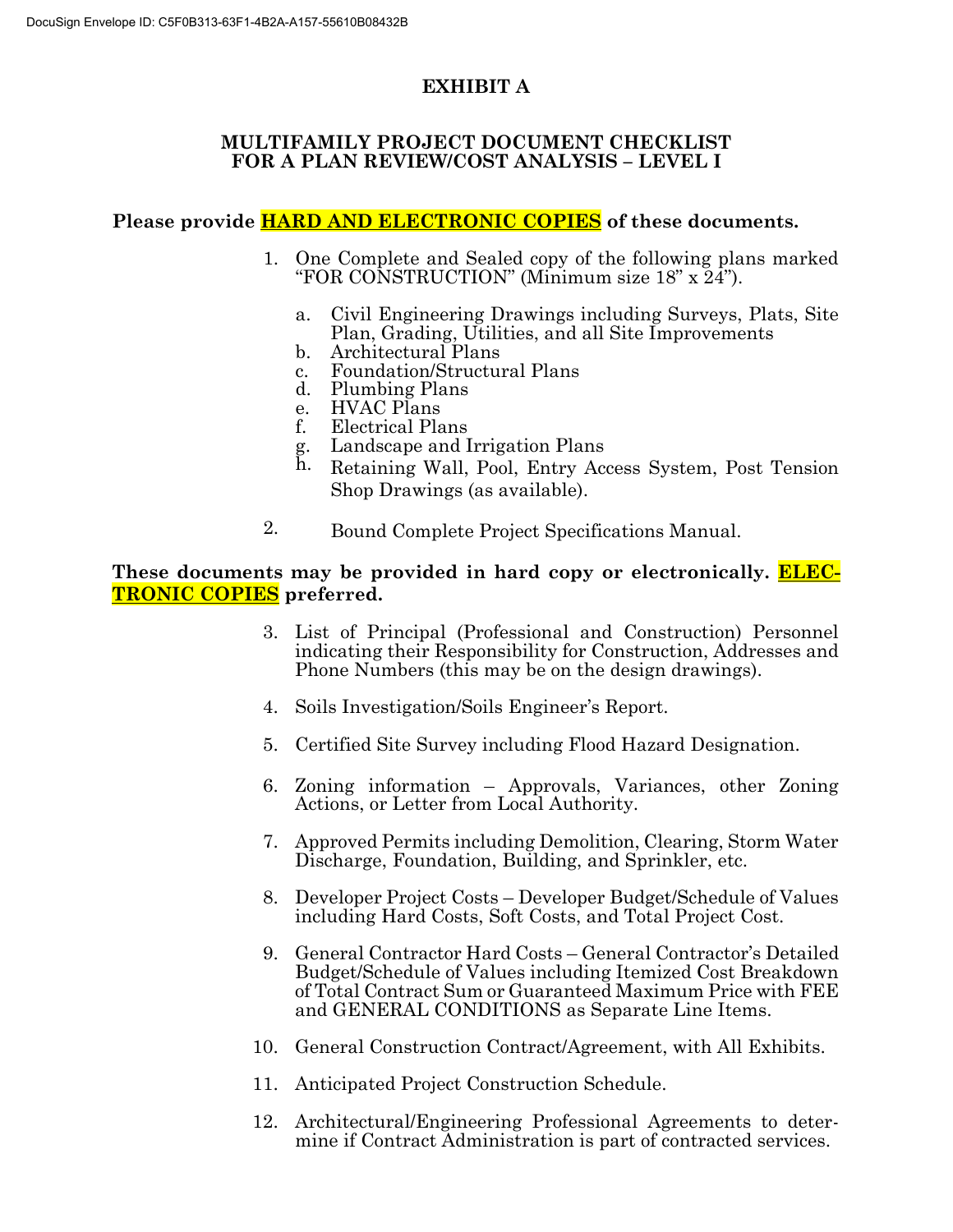DocuSign Envelope ID: C5F0B313-63F1-4B2A-A157-55610B08432B

# EXHIBIT A

## MULTIFAMILY PROJECT DOCUMENT CHECKLIST FOR A PLAN REVIEW/COST ANALYSIS – LEVEL I

**Please provide HARD AND ELECTRONIC COPIES of these documents.**

1. One Complete and Sealed copy of the following plans marked "FOR CONSTRUCTION" (Minimum size 18" x 24").

   a. Civil Engineering Drawings including Surveys, Plats, Site Plan, Grading, Utilities, and all Site Improvements
   b. Architectural Plans
   c. Foundation/Structural Plans
   d. Plumbing Plans
   e. HVAC Plans
   f. Electrical Plans
   g. Landscape and Irrigation Plans
   h. Retaining Wall, Pool, Entry Access System, Post Tension Shop Drawings (as available).

2. Bound Complete Project Specifications Manual.

**These documents may be provided in hard copy or electronically. ELECTRONIC COPIES preferred.**

3. List of Principal (Professional and Construction) Personnel indicating their Responsibility for Construction, Addresses and Phone Numbers (this may be on the design drawings).

4. Soils Investigation/Soils Engineer's Report.

5. Certified Site Survey including Flood Hazard Designation.

6. Zoning information – Approvals, Variances, other Zoning Actions, or Letter from Local Authority.

7. Approved Permits including Demolition, Clearing, Storm Water Discharge, Foundation, Building, and Sprinkler, etc.

8. Developer Project Costs – Developer Budget/Schedule of Values including Hard Costs, Soft Costs, and Total Project Cost.

9. General Contractor Hard Costs – General Contractor's Detailed Budget/Schedule of Values including Itemized Cost Breakdown of Total Contract Sum or Guaranteed Maximum Price with FEE and GENERAL CONDITIONS as Separate Line Items.

10. General Construction Contract/Agreement, with All Exhibits.

11. Anticipated Project Construction Schedule.

12. Architectural/Engineering Professional Agreements to determine if Contract Administration is part of contracted services.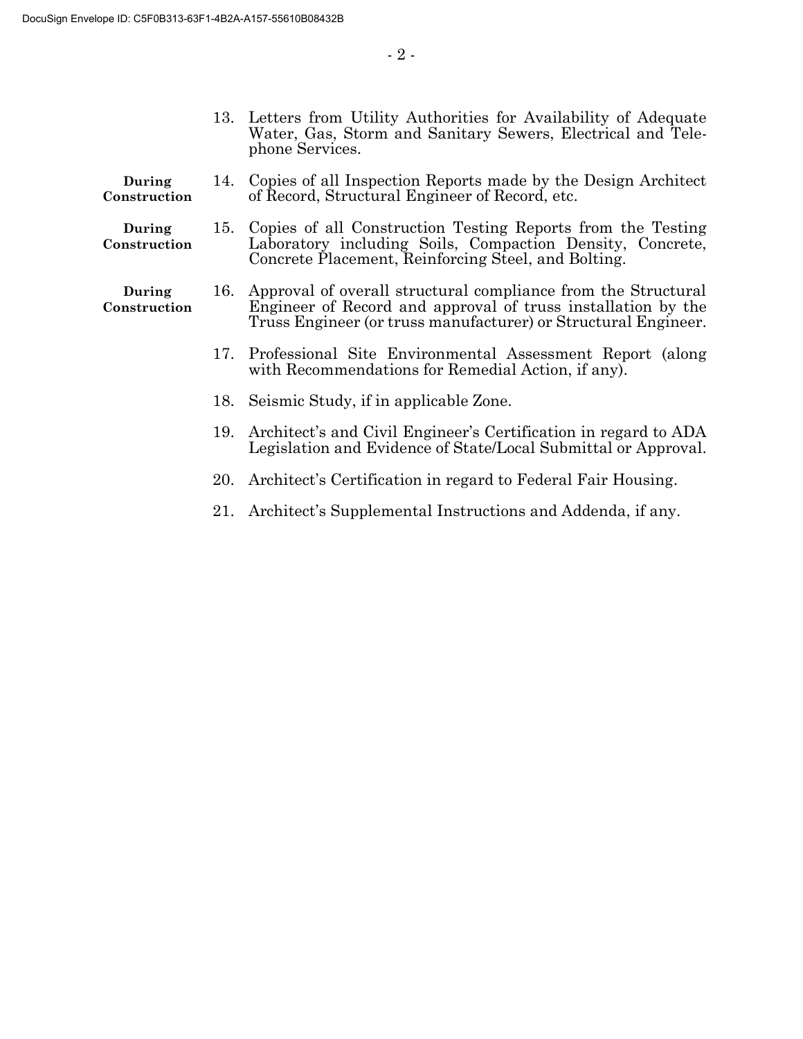13. Letters from Utility Authorities for Availability of Adequate Water, Gas, Storm and Sanitary Sewers, Electrical and Telephone Services.

**During Construction**

14. Copies of all Inspection Reports made by the Design Architect of Record, Structural Engineer of Record, etc.

**During Construction**

15. Copies of all Construction Testing Reports from the Testing Laboratory including Soils, Compaction Density, Concrete, Concrete Placement, Reinforcing Steel, and Bolting.

**During Construction**

16. Approval of overall structural compliance from the Structural Engineer of Record and approval of truss installation by the Truss Engineer (or truss manufacturer) or Structural Engineer.

17. Professional Site Environmental Assessment Report (along with Recommendations for Remedial Action, if any).

18. Seismic Study, if in applicable Zone.

19. Architect's and Civil Engineer's Certification in regard to ADA Legislation and Evidence of State/Local Submittal or Approval.

20. Architect's Certification in regard to Federal Fair Housing.

21. Architect's Supplemental Instructions and Addenda, if any.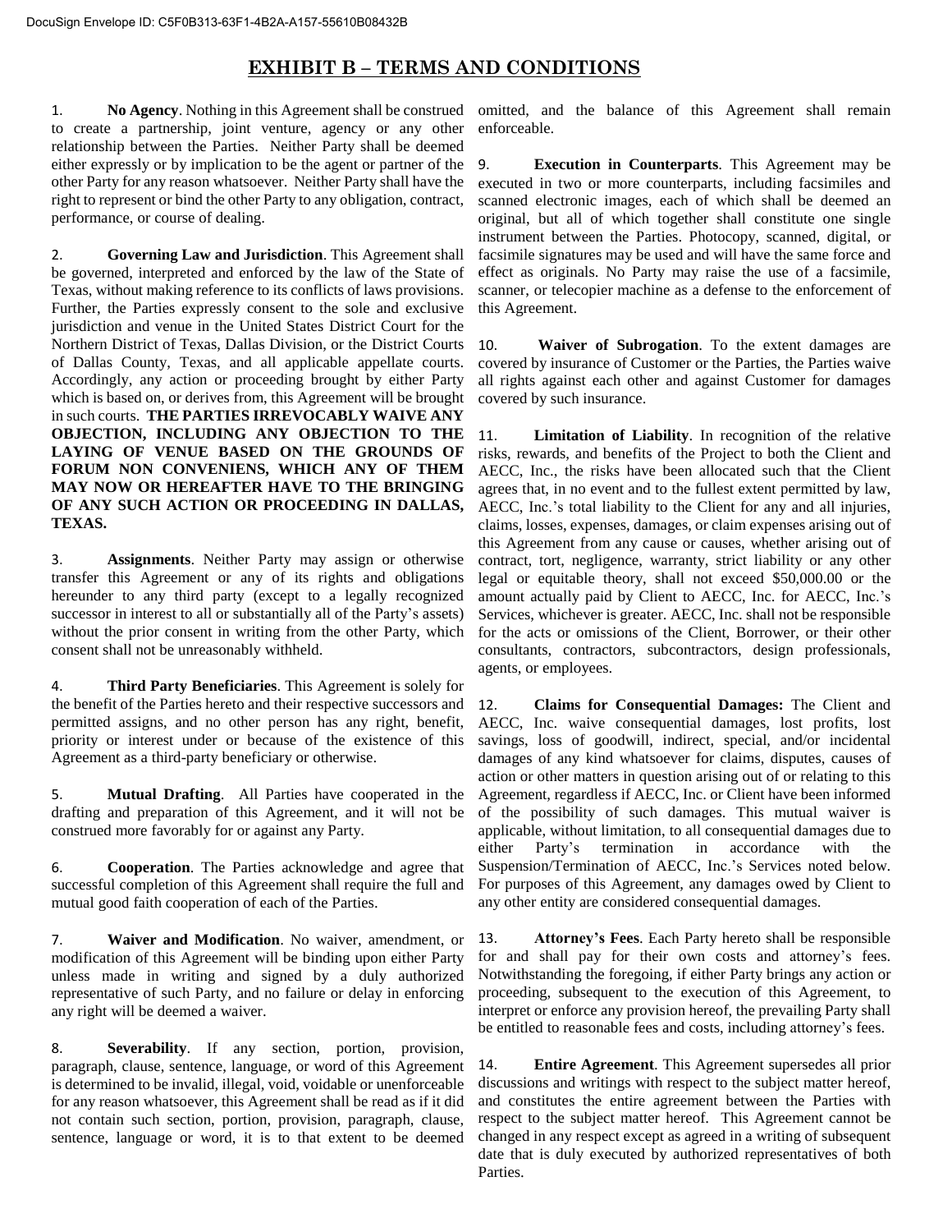# EXHIBIT B – TERMS AND CONDITIONS

1. **No Agency**. Nothing in this Agreement shall be construed to create a partnership, joint venture, agency or any other relationship between the Parties. Neither Party shall be deemed either expressly or by implication to be the agent or partner of the other Party for any reason whatsoever. Neither Party shall have the right to represent or bind the other Party to any obligation, contract, performance, or course of dealing.

2. **Governing Law and Jurisdiction**. This Agreement shall be governed, interpreted and enforced by the law of the State of Texas, without making reference to its conflicts of laws provisions. Further, the Parties expressly consent to the sole and exclusive jurisdiction and venue in the United States District Court for the Northern District of Texas, Dallas Division, or the District Courts of Dallas County, Texas, and all applicable appellate courts. Accordingly, any action or proceeding brought by either Party which is based on, or derives from, this Agreement will be brought in such courts. **THE PARTIES IRREVOCABLY WAIVE ANY OBJECTION, INCLUDING ANY OBJECTION TO THE LAYING OF VENUE BASED ON THE GROUNDS OF FORUM NON CONVENIENS, WHICH ANY OF THEM MAY NOW OR HEREAFTER HAVE TO THE BRINGING OF ANY SUCH ACTION OR PROCEEDING IN DALLAS, TEXAS.**

3. **Assignments**. Neither Party may assign or otherwise transfer this Agreement or any of its rights and obligations hereunder to any third party (except to a legally recognized successor in interest to all or substantially all of the Party's assets) without the prior consent in writing from the other Party, which consent shall not be unreasonably withheld.

4. **Third Party Beneficiaries**. This Agreement is solely for the benefit of the Parties hereto and their respective successors and permitted assigns, and no other person has any right, benefit, priority or interest under or because of the existence of this Agreement as a third-party beneficiary or otherwise.

5. **Mutual Drafting**. All Parties have cooperated in the drafting and preparation of this Agreement, and it will not be construed more favorably for or against any Party.

6. **Cooperation**. The Parties acknowledge and agree that successful completion of this Agreement shall require the full and mutual good faith cooperation of each of the Parties.

7. **Waiver and Modification**. No waiver, amendment, or modification of this Agreement will be binding upon either Party unless made in writing and signed by a duly authorized representative of such Party, and no failure or delay in enforcing any right will be deemed a waiver.

8. **Severability**. If any section, portion, provision, paragraph, clause, sentence, language, or word of this Agreement is determined to be invalid, illegal, void, voidable or unenforceable for any reason whatsoever, this Agreement shall be read as if it did not contain such section, portion, provision, paragraph, clause, sentence, language or word, it is to that extent to be deemed omitted, and the balance of this Agreement shall remain enforceable.

9. **Execution in Counterparts**. This Agreement may be executed in two or more counterparts, including facsimiles and scanned electronic images, each of which shall be deemed an original, but all of which together shall constitute one single instrument between the Parties. Photocopy, scanned, digital, or facsimile signatures may be used and will have the same force and effect as originals. No Party may raise the use of a facsimile, scanner, or telecopier machine as a defense to the enforcement of this Agreement.

10. **Waiver of Subrogation**. To the extent damages are covered by insurance of Customer or the Parties, the Parties waive all rights against each other and against Customer for damages covered by such insurance.

11. **Limitation of Liability**. In recognition of the relative risks, rewards, and benefits of the Project to both the Client and AECC, Inc., the risks have been allocated such that the Client agrees that, in no event and to the fullest extent permitted by law, AECC, Inc.'s total liability to the Client for any and all injuries, claims, losses, expenses, damages, or claim expenses arising out of this Agreement from any cause or causes, whether arising out of contract, tort, negligence, warranty, strict liability or any other legal or equitable theory, shall not exceed $50,000.00 or the amount actually paid by Client to AECC, Inc. for AECC, Inc.'s Services, whichever is greater. AECC, Inc. shall not be responsible for the acts or omissions of the Client, Borrower, or their other consultants, contractors, subcontractors, design professionals, agents, or employees.

12. **Claims for Consequential Damages:** The Client and AECC, Inc. waive consequential damages, lost profits, lost savings, loss of goodwill, indirect, special, and/or incidental damages of any kind whatsoever for claims, disputes, causes of action or other matters in question arising out of or relating to this Agreement, regardless if AECC, Inc. or Client have been informed of the possibility of such damages. This mutual waiver is applicable, without limitation, to all consequential damages due to either Party's termination in accordance with the Suspension/Termination of AECC, Inc.'s Services noted below. For purposes of this Agreement, any damages owed by Client to any other entity are considered consequential damages.

13. **Attorney's Fees**. Each Party hereto shall be responsible for and shall pay for their own costs and attorney's fees. Notwithstanding the foregoing, if either Party brings any action or proceeding, subsequent to the execution of this Agreement, to interpret or enforce any provision hereof, the prevailing Party shall be entitled to reasonable fees and costs, including attorney's fees.

14. **Entire Agreement**. This Agreement supersedes all prior discussions and writings with respect to the subject matter hereof, and constitutes the entire agreement between the Parties with respect to the subject matter hereof. This Agreement cannot be changed in any respect except as agreed in a writing of subsequent date that is duly executed by authorized representatives of both Parties.